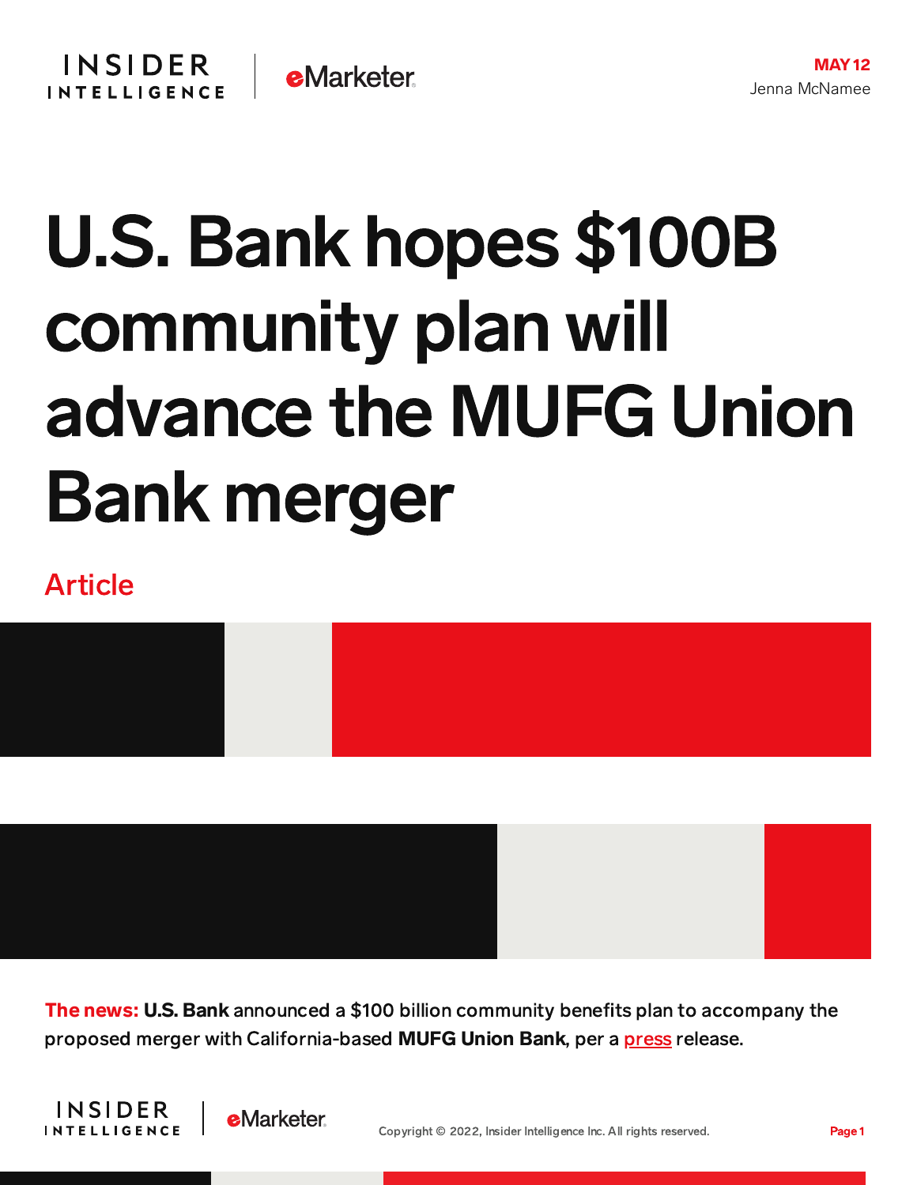MAY 12

Jenna McNamee

# U.S. Bank hopes $100B community plan will advance the MUFG Union Bank merger

Article

**The news:** **U.S. Bank** announced a $100 billion community benefits plan to accompany the proposed merger with California-based **MUFG Union Bank**, per a press release.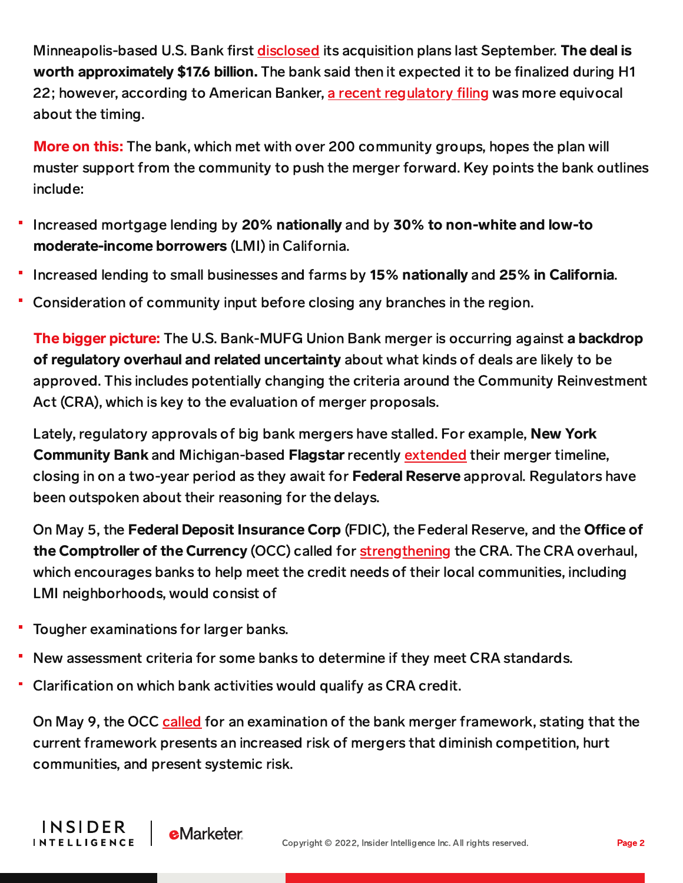Minneapolis-based U.S. Bank first disclosed its acquisition plans last September. **The deal is worth approximately $17.6 billion.** The bank said then it expected it to be finalized during H1 22; however, according to American Banker, a recent regulatory filing was more equivocal about the timing.

**More on this:** The bank, which met with over 200 community groups, hopes the plan will muster support from the community to push the merger forward. Key points the bank outlines include:

- Increased mortgage lending by **20% nationally** and by **30% to non-white and low-to moderate-income borrowers** (LMI) in California.
- Increased lending to small businesses and farms by **15% nationally** and **25% in California**.
- Consideration of community input before closing any branches in the region.

**The bigger picture:** The U.S. Bank-MUFG Union Bank merger is occurring against **a backdrop of regulatory overhaul and related uncertainty** about what kinds of deals are likely to be approved. This includes potentially changing the criteria around the Community Reinvestment Act (CRA), which is key to the evaluation of merger proposals.

Lately, regulatory approvals of big bank mergers have stalled. For example, **New York Community Bank** and Michigan-based **Flagstar** recently extended their merger timeline, closing in on a two-year period as they await for **Federal Reserve** approval. Regulators have been outspoken about their reasoning for the delays.

On May 5, the **Federal Deposit Insurance Corp** (FDIC), the Federal Reserve, and the **Office of the Comptroller of the Currency** (OCC) called for strengthening the CRA. The CRA overhaul, which encourages banks to help meet the credit needs of their local communities, including LMI neighborhoods, would consist of

- Tougher examinations for larger banks.
- New assessment criteria for some banks to determine if they meet CRA standards.
- Clarification on which bank activities would qualify as CRA credit.

On May 9, the OCC called for an examination of the bank merger framework, stating that the current framework presents an increased risk of mergers that diminish competition, hurt communities, and present systemic risk.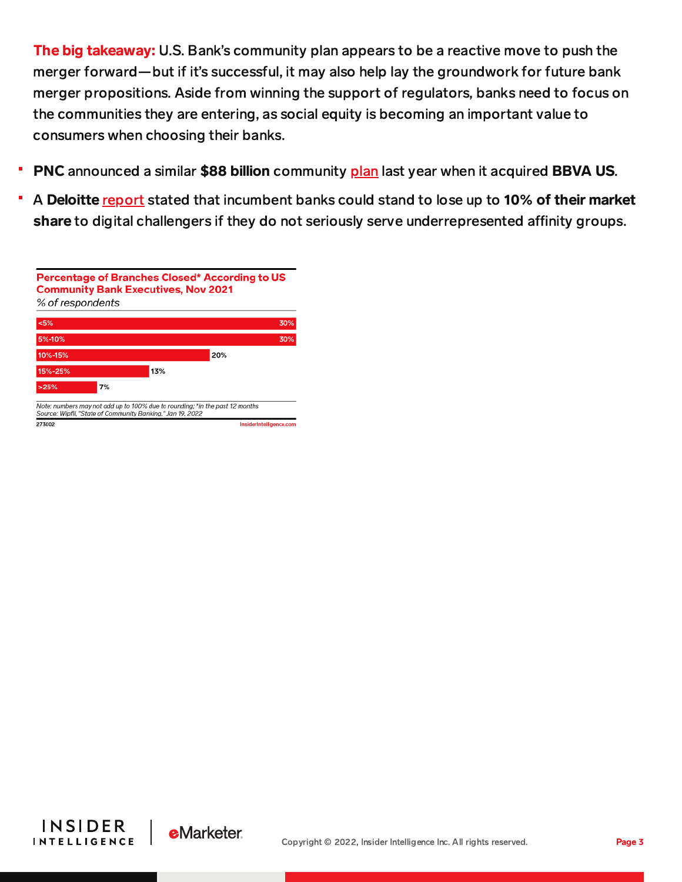**The big takeaway:** U.S. Bank's community plan appears to be a reactive move to push the merger forward—but if it's successful, it may also help lay the groundwork for future bank merger propositions. Aside from winning the support of regulators, banks need to focus on the communities they are entering, as social equity is becoming an important value to consumers when choosing their banks.

- **PNC** announced a similar **$88 billion** community plan last year when it acquired **BBVA US**.
- A **Deloitte** report stated that incumbent banks could stand to lose up to **10% of their market share** to digital challengers if they do not seriously serve underrepresented affinity groups.

**Percentage of Branches Closed* According to US Community Bank Executives, Nov 2021**

*% of respondents*

<5% 30%

5%-10% 30%

10%-15% 20%

15%-25% 13%

>25% 7%

*Note: numbers may not add up to 100% due to rounding; *in the past 12 months*
*Source: Wipfli, "State of Community Banking," Jan 19, 2022*

273002

InsiderIntelligence.com